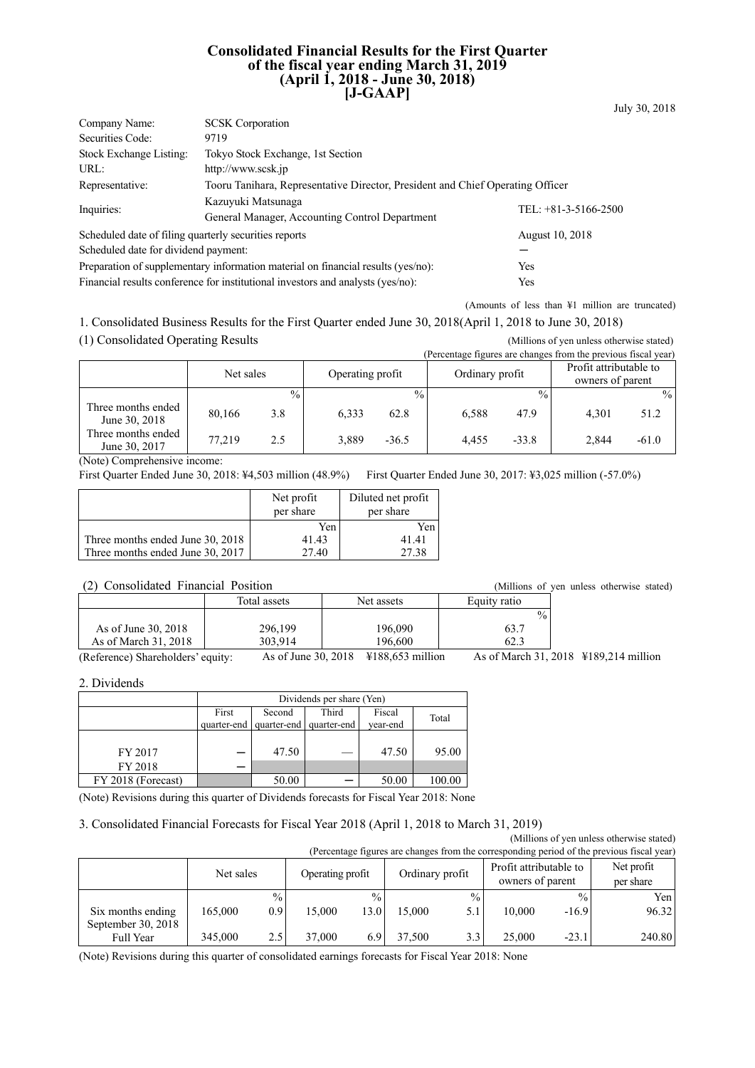# Consolidated Financial Results for the First Quarter of the fiscal year ending March 31, 2019 (April 1, 2018 - June 30, 2018) [J-GAAP]

July 30, 2018

| | | |
|---|---|---|
| Company Name: | SCSK Corporation | |
| Securities Code: | 9719 | |
| Stock Exchange Listing: | Tokyo Stock Exchange, 1st Section | |
| URL: | http://www.scsk.jp | |
| Representative: | Tooru Tanihara, Representative Director, President and Chief Operating Officer | |
| Inquiries: | Kazuyuki Matsunaga<br>General Manager, Accounting Control Department | TEL: +81-3-5166-2500 |
| Scheduled date of filing quarterly securities reports | | August 10, 2018 |
| Scheduled date for dividend payment: | | ― |
| Preparation of supplementary information material on financial results (yes/no): | | Yes |
| Financial results conference for institutional investors and analysts (yes/no): | | Yes |

(Amounts of less than ¥1 million are truncated)

## 1. Consolidated Business Results for the First Quarter ended June 30, 2018(April 1, 2018 to June 30, 2018)

### (1) Consolidated Operating Results

(Millions of yen unless otherwise stated)
(Percentage figures are changes from the previous fiscal year)

| | Net sales | | Operating profit | | Ordinary profit | | Profit attributable to owners of parent | |
|---|---|---|---|---|---|---|---|---|
| | | % | | % | | % | | % |
| Three months ended June 30, 2018 | 80,166 | 3.8 | 6,333 | 62.8 | 6,588 | 47.9 | 4,301 | 51.2 |
| Three months ended June 30, 2017 | 77,219 | 2.5 | 3,889 | -36.5 | 4,455 | -33.8 | 2,844 | -61.0 |

(Note) Comprehensive income:
First Quarter Ended June 30, 2018: ¥4,503 million (48.9%) First Quarter Ended June 30, 2017: ¥3,025 million (-57.0%)

| | Net profit per share | Diluted net profit per share |
|---|---|---|
| | Yen | Yen |
| Three months ended June 30, 2018 | 41.43 | 41.41 |
| Three months ended June 30, 2017 | 27.40 | 27.38 |

### (2) Consolidated Financial Position

(Millions of yen unless otherwise stated)

| | Total assets | Net assets | Equity ratio |
|---|---|---|---|
| | | | % |
| As of June 30, 2018 | 296,199 | 196,090 | 63.7 |
| As of March 31, 2018 | 303,914 | 196,600 | 62.3 |

(Reference) Shareholders' equity: As of June 30, 2018 ¥188,653 million As of March 31, 2018 ¥189,214 million

## 2. Dividends

| | Dividends per share (Yen) | | | | |
|---|---|---|---|---|---|
| | First quarter-end | Second quarter-end | Third quarter-end | Fiscal year-end | Total |
| FY 2017 | ― | 47.50 | ― | 47.50 | 95.00 |
| FY 2018 | ― | | | | |
| FY 2018 (Forecast) | | 50.00 | ― | 50.00 | 100.00 |

(Note) Revisions during this quarter of Dividends forecasts for Fiscal Year 2018: None

## 3. Consolidated Financial Forecasts for Fiscal Year 2018 (April 1, 2018 to March 31, 2019)

(Millions of yen unless otherwise stated)
(Percentage figures are changes from the corresponding period of the previous fiscal year)

| | Net sales | | Operating profit | | Ordinary profit | | Profit attributable to owners of parent | | Net profit per share |
|---|---|---|---|---|---|---|---|---|---|
| | | % | | % | | % | | % | Yen |
| Six months ending September 30, 2018 | 165,000 | 0.9 | 15,000 | 13.0 | 15,000 | 5.1 | 10,000 | -16.9 | 96.32 |
| Full Year | 345,000 | 2.5 | 37,000 | 6.9 | 37,500 | 3.3 | 25,000 | -23.1 | 240.80 |

(Note) Revisions during this quarter of consolidated earnings forecasts for Fiscal Year 2018: None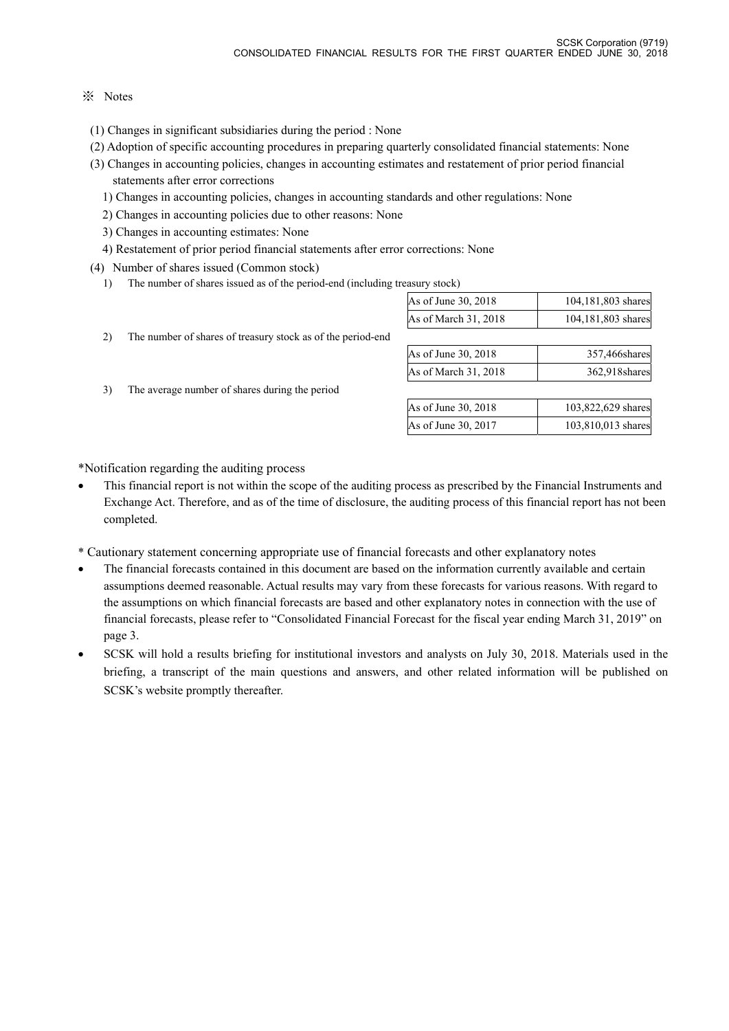※ Notes

(1) Changes in significant subsidiaries during the period : None

(2) Adoption of specific accounting procedures in preparing quarterly consolidated financial statements: None

(3) Changes in accounting policies, changes in accounting estimates and restatement of prior period financial statements after error corrections

1) Changes in accounting policies, changes in accounting standards and other regulations: None

2) Changes in accounting policies due to other reasons: None

3) Changes in accounting estimates: None

4) Restatement of prior period financial statements after error corrections: None

(4) Number of shares issued (Common stock)

1) The number of shares issued as of the period-end (including treasury stock)

| | |
|---|---|
| As of June 30, 2018 | 104,181,803 shares |
| As of March 31, 2018 | 104,181,803 shares |

2) The number of shares of treasury stock as of the period-end

| | |
|---|---|
| As of June 30, 2018 | 357,466shares |
| As of March 31, 2018 | 362,918shares |

3) The average number of shares during the period

| | |
|---|---|
| As of June 30, 2018 | 103,822,629 shares |
| As of June 30, 2017 | 103,810,013 shares |

*Notification regarding the auditing process

- This financial report is not within the scope of the auditing process as prescribed by the Financial Instruments and Exchange Act. Therefore, and as of the time of disclosure, the auditing process of this financial report has not been completed.

* Cautionary statement concerning appropriate use of financial forecasts and other explanatory notes

- The financial forecasts contained in this document are based on the information currently available and certain assumptions deemed reasonable. Actual results may vary from these forecasts for various reasons. With regard to the assumptions on which financial forecasts are based and other explanatory notes in connection with the use of financial forecasts, please refer to "Consolidated Financial Forecast for the fiscal year ending March 31, 2019" on page 3.
- SCSK will hold a results briefing for institutional investors and analysts on July 30, 2018. Materials used in the briefing, a transcript of the main questions and answers, and other related information will be published on SCSK's website promptly thereafter.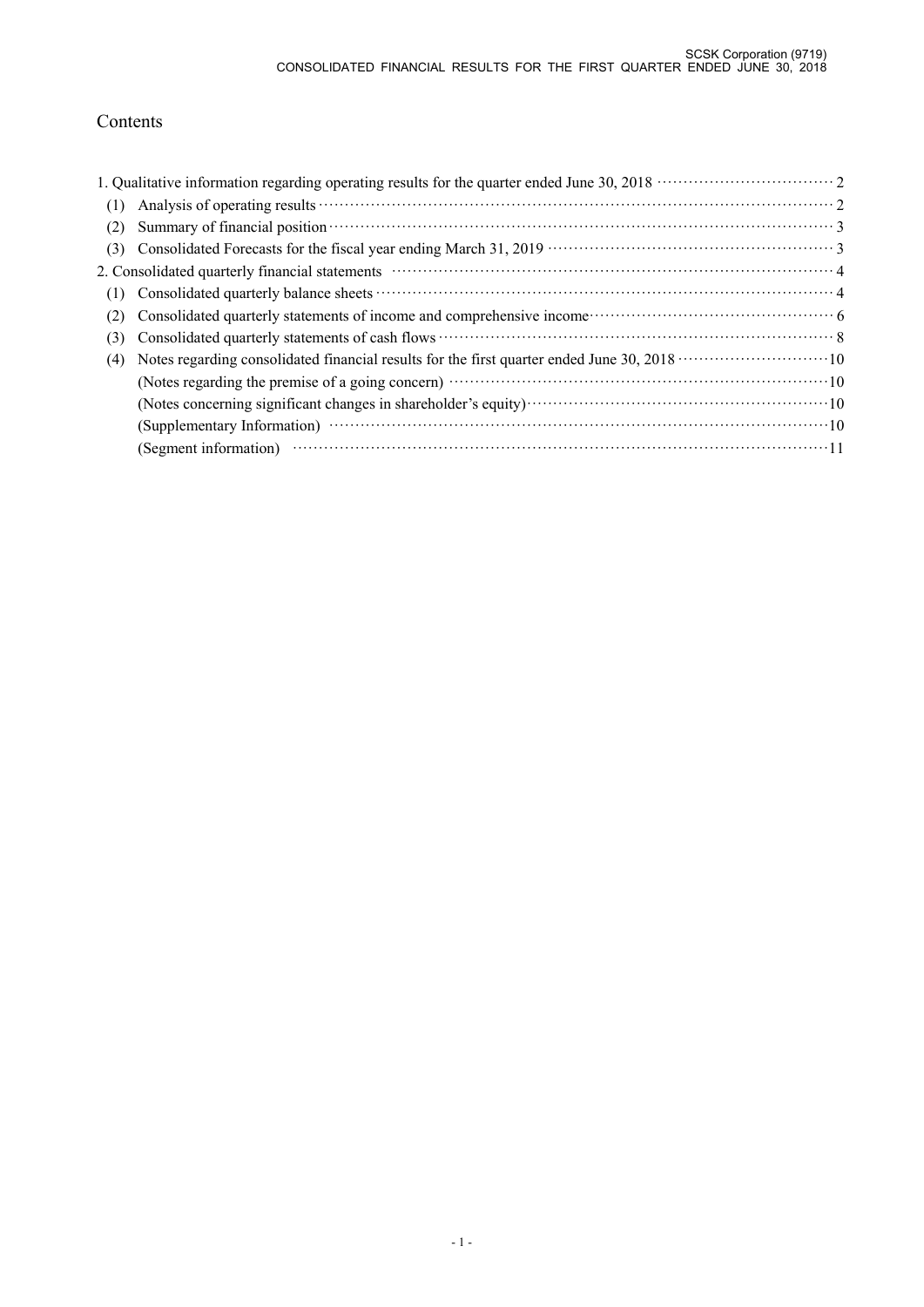# Contents

1. Qualitative information regarding operating results for the quarter ended June 30, 2018 ········ 2
   - (1) Analysis of operating results ········ 2
   - (2) Summary of financial position ········ 3
   - (3) Consolidated Forecasts for the fiscal year ending March 31, 2019 ········ 3
2. Consolidated quarterly financial statements ········ 4
   - (1) Consolidated quarterly balance sheets ········ 4
   - (2) Consolidated quarterly statements of income and comprehensive income ········ 6
   - (3) Consolidated quarterly statements of cash flows ········ 8
   - (4) Notes regarding consolidated financial results for the first quarter ended June 30, 2018 ········ 10
     - (Notes regarding the premise of a going concern) ········ 10
     - (Notes concerning significant changes in shareholder's equity) ········ 10
     - (Supplementary Information) ········ 10
     - (Segment information) ········ 11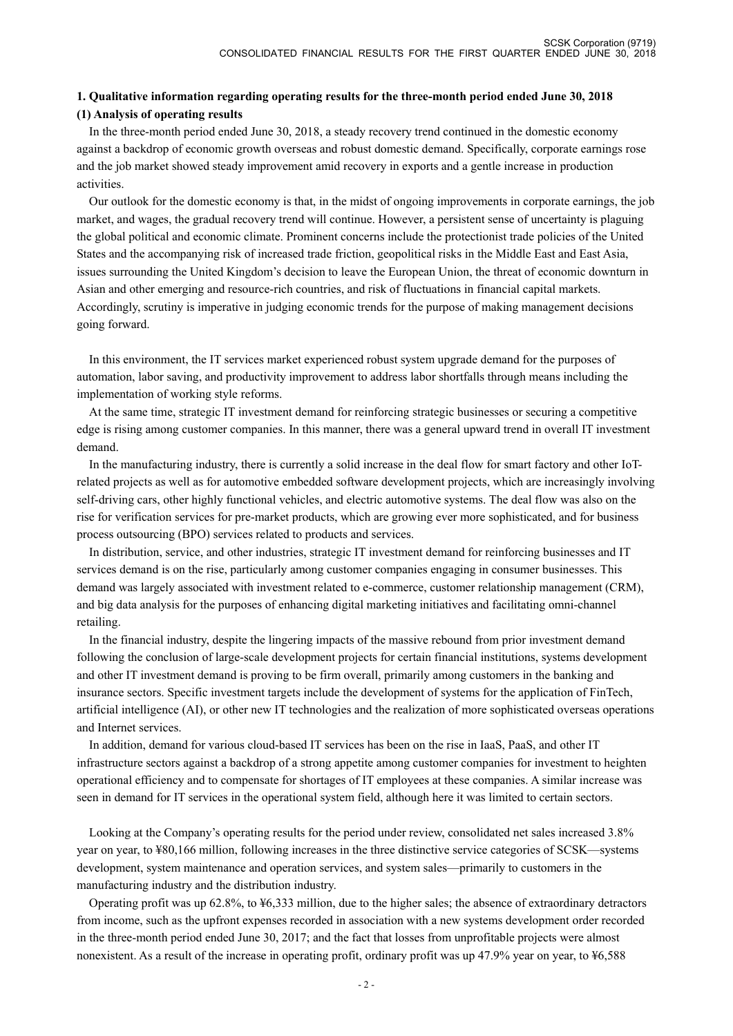## 1. Qualitative information regarding operating results for the three-month period ended June 30, 2018

### (1) Analysis of operating results

In the three-month period ended June 30, 2018, a steady recovery trend continued in the domestic economy against a backdrop of economic growth overseas and robust domestic demand. Specifically, corporate earnings rose and the job market showed steady improvement amid recovery in exports and a gentle increase in production activities.

Our outlook for the domestic economy is that, in the midst of ongoing improvements in corporate earnings, the job market, and wages, the gradual recovery trend will continue. However, a persistent sense of uncertainty is plaguing the global political and economic climate. Prominent concerns include the protectionist trade policies of the United States and the accompanying risk of increased trade friction, geopolitical risks in the Middle East and East Asia, issues surrounding the United Kingdom's decision to leave the European Union, the threat of economic downturn in Asian and other emerging and resource-rich countries, and risk of fluctuations in financial capital markets. Accordingly, scrutiny is imperative in judging economic trends for the purpose of making management decisions going forward.

In this environment, the IT services market experienced robust system upgrade demand for the purposes of automation, labor saving, and productivity improvement to address labor shortfalls through means including the implementation of working style reforms.

At the same time, strategic IT investment demand for reinforcing strategic businesses or securing a competitive edge is rising among customer companies. In this manner, there was a general upward trend in overall IT investment demand.

In the manufacturing industry, there is currently a solid increase in the deal flow for smart factory and other IoT-related projects as well as for automotive embedded software development projects, which are increasingly involving self-driving cars, other highly functional vehicles, and electric automotive systems. The deal flow was also on the rise for verification services for pre-market products, which are growing ever more sophisticated, and for business process outsourcing (BPO) services related to products and services.

In distribution, service, and other industries, strategic IT investment demand for reinforcing businesses and IT services demand is on the rise, particularly among customer companies engaging in consumer businesses. This demand was largely associated with investment related to e-commerce, customer relationship management (CRM), and big data analysis for the purposes of enhancing digital marketing initiatives and facilitating omni-channel retailing.

In the financial industry, despite the lingering impacts of the massive rebound from prior investment demand following the conclusion of large-scale development projects for certain financial institutions, systems development and other IT investment demand is proving to be firm overall, primarily among customers in the banking and insurance sectors. Specific investment targets include the development of systems for the application of FinTech, artificial intelligence (AI), or other new IT technologies and the realization of more sophisticated overseas operations and Internet services.

In addition, demand for various cloud-based IT services has been on the rise in IaaS, PaaS, and other IT infrastructure sectors against a backdrop of a strong appetite among customer companies for investment to heighten operational efficiency and to compensate for shortages of IT employees at these companies. A similar increase was seen in demand for IT services in the operational system field, although here it was limited to certain sectors.

Looking at the Company's operating results for the period under review, consolidated net sales increased 3.8% year on year, to ¥80,166 million, following increases in the three distinctive service categories of SCSK—systems development, system maintenance and operation services, and system sales—primarily to customers in the manufacturing industry and the distribution industry.

Operating profit was up 62.8%, to ¥6,333 million, due to the higher sales; the absence of extraordinary detractors from income, such as the upfront expenses recorded in association with a new systems development order recorded in the three-month period ended June 30, 2017; and the fact that losses from unprofitable projects were almost nonexistent. As a result of the increase in operating profit, ordinary profit was up 47.9% year on year, to ¥6,588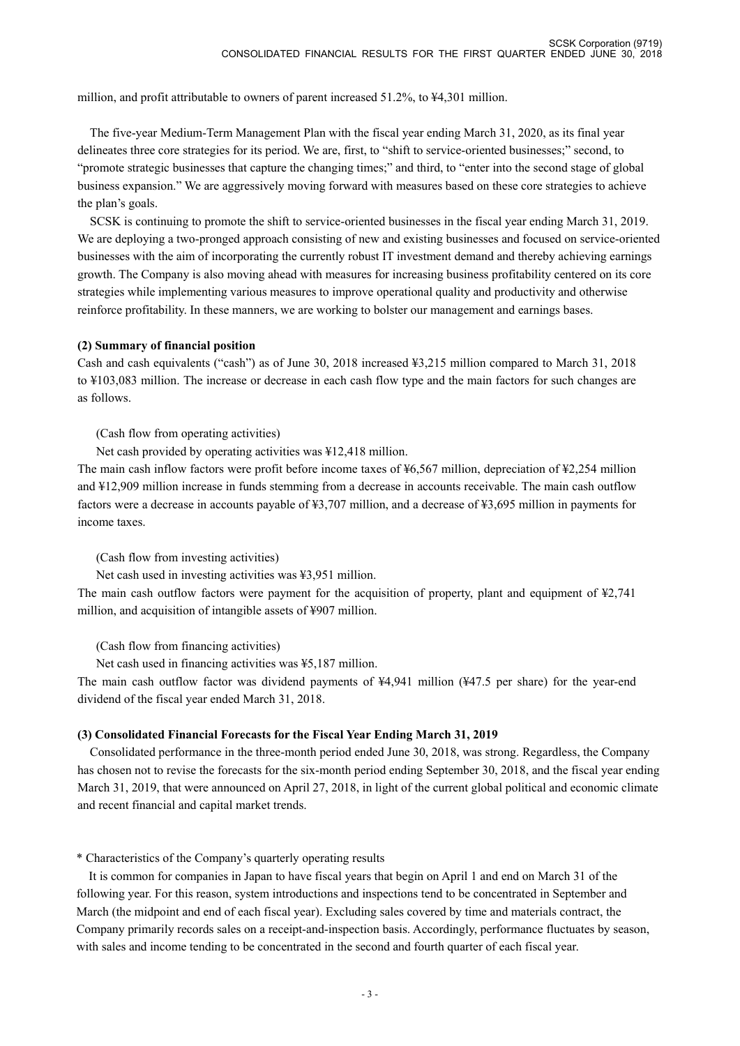million, and profit attributable to owners of parent increased 51.2%, to ¥4,301 million.

The five-year Medium-Term Management Plan with the fiscal year ending March 31, 2020, as its final year delineates three core strategies for its period. We are, first, to "shift to service-oriented businesses;" second, to "promote strategic businesses that capture the changing times;" and third, to "enter into the second stage of global business expansion." We are aggressively moving forward with measures based on these core strategies to achieve the plan's goals.

SCSK is continuing to promote the shift to service-oriented businesses in the fiscal year ending March 31, 2019. We are deploying a two-pronged approach consisting of new and existing businesses and focused on service-oriented businesses with the aim of incorporating the currently robust IT investment demand and thereby achieving earnings growth. The Company is also moving ahead with measures for increasing business profitability centered on its core strategies while implementing various measures to improve operational quality and productivity and otherwise reinforce profitability. In these manners, we are working to bolster our management and earnings bases.

**(2) Summary of financial position**

Cash and cash equivalents ("cash") as of June 30, 2018 increased ¥3,215 million compared to March 31, 2018 to ¥103,083 million. The increase or decrease in each cash flow type and the main factors for such changes are as follows.

(Cash flow from operating activities)

Net cash provided by operating activities was ¥12,418 million.

The main cash inflow factors were profit before income taxes of ¥6,567 million, depreciation of ¥2,254 million and ¥12,909 million increase in funds stemming from a decrease in accounts receivable. The main cash outflow factors were a decrease in accounts payable of ¥3,707 million, and a decrease of ¥3,695 million in payments for income taxes.

(Cash flow from investing activities)

Net cash used in investing activities was ¥3,951 million.

The main cash outflow factors were payment for the acquisition of property, plant and equipment of ¥2,741 million, and acquisition of intangible assets of ¥907 million.

(Cash flow from financing activities)

Net cash used in financing activities was ¥5,187 million.

The main cash outflow factor was dividend payments of ¥4,941 million (¥47.5 per share) for the year-end dividend of the fiscal year ended March 31, 2018.

**(3) Consolidated Financial Forecasts for the Fiscal Year Ending March 31, 2019**

Consolidated performance in the three-month period ended June 30, 2018, was strong. Regardless, the Company has chosen not to revise the forecasts for the six-month period ending September 30, 2018, and the fiscal year ending March 31, 2019, that were announced on April 27, 2018, in light of the current global political and economic climate and recent financial and capital market trends.

\* Characteristics of the Company's quarterly operating results

It is common for companies in Japan to have fiscal years that begin on April 1 and end on March 31 of the following year. For this reason, system introductions and inspections tend to be concentrated in September and March (the midpoint and end of each fiscal year). Excluding sales covered by time and materials contract, the Company primarily records sales on a receipt-and-inspection basis. Accordingly, performance fluctuates by season, with sales and income tending to be concentrated in the second and fourth quarter of each fiscal year.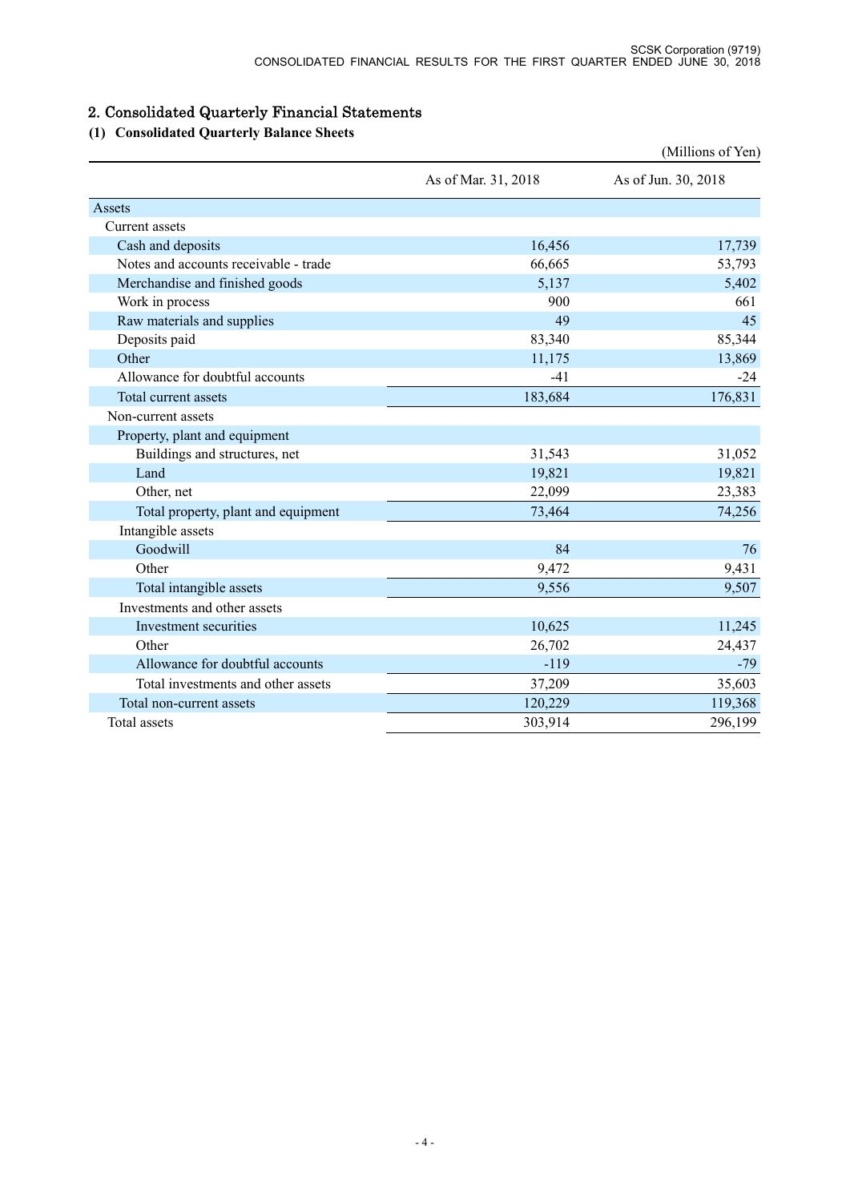## 2. Consolidated Quarterly Financial Statements

### (1) Consolidated Quarterly Balance Sheets

(Millions of Yen)

| | As of Mar. 31, 2018 | As of Jun. 30, 2018 |
|---|---|---|
| Assets | | |
| Current assets | | |
| Cash and deposits | 16,456 | 17,739 |
| Notes and accounts receivable - trade | 66,665 | 53,793 |
| Merchandise and finished goods | 5,137 | 5,402 |
| Work in process | 900 | 661 |
| Raw materials and supplies | 49 | 45 |
| Deposits paid | 83,340 | 85,344 |
| Other | 11,175 | 13,869 |
| Allowance for doubtful accounts | -41 | -24 |
| Total current assets | 183,684 | 176,831 |
| Non-current assets | | |
| Property, plant and equipment | | |
| Buildings and structures, net | 31,543 | 31,052 |
| Land | 19,821 | 19,821 |
| Other, net | 22,099 | 23,383 |
| Total property, plant and equipment | 73,464 | 74,256 |
| Intangible assets | | |
| Goodwill | 84 | 76 |
| Other | 9,472 | 9,431 |
| Total intangible assets | 9,556 | 9,507 |
| Investments and other assets | | |
| Investment securities | 10,625 | 11,245 |
| Other | 26,702 | 24,437 |
| Allowance for doubtful accounts | -119 | -79 |
| Total investments and other assets | 37,209 | 35,603 |
| Total non-current assets | 120,229 | 119,368 |
| Total assets | 303,914 | 296,199 |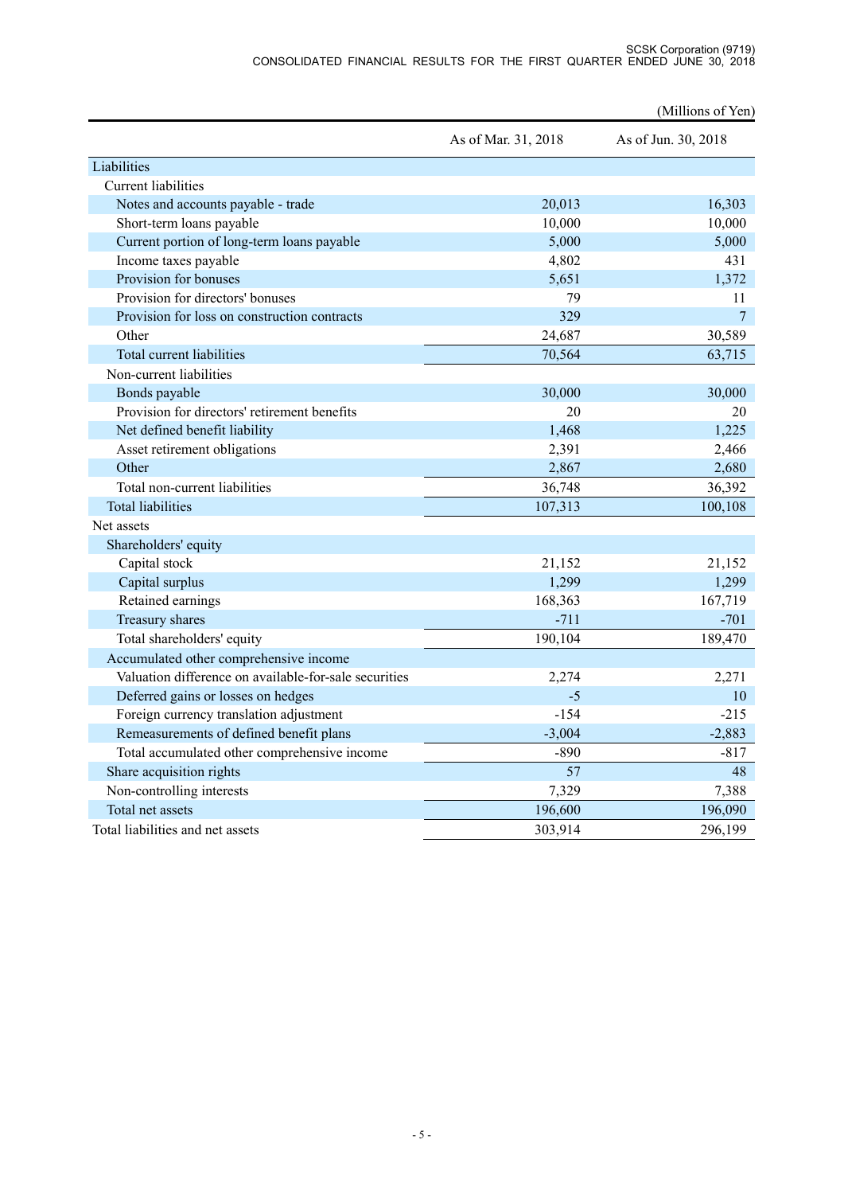(Millions of Yen)

| | As of Mar. 31, 2018 | As of Jun. 30, 2018 |
|---|---|---|
| Liabilities | | |
| Current liabilities | | |
| Notes and accounts payable - trade | 20,013 | 16,303 |
| Short-term loans payable | 10,000 | 10,000 |
| Current portion of long-term loans payable | 5,000 | 5,000 |
| Income taxes payable | 4,802 | 431 |
| Provision for bonuses | 5,651 | 1,372 |
| Provision for directors' bonuses | 79 | 11 |
| Provision for loss on construction contracts | 329 | 7 |
| Other | 24,687 | 30,589 |
| Total current liabilities | 70,564 | 63,715 |
| Non-current liabilities | | |
| Bonds payable | 30,000 | 30,000 |
| Provision for directors' retirement benefits | 20 | 20 |
| Net defined benefit liability | 1,468 | 1,225 |
| Asset retirement obligations | 2,391 | 2,466 |
| Other | 2,867 | 2,680 |
| Total non-current liabilities | 36,748 | 36,392 |
| Total liabilities | 107,313 | 100,108 |
| Net assets | | |
| Shareholders' equity | | |
| Capital stock | 21,152 | 21,152 |
| Capital surplus | 1,299 | 1,299 |
| Retained earnings | 168,363 | 167,719 |
| Treasury shares | -711 | -701 |
| Total shareholders' equity | 190,104 | 189,470 |
| Accumulated other comprehensive income | | |
| Valuation difference on available-for-sale securities | 2,274 | 2,271 |
| Deferred gains or losses on hedges | -5 | 10 |
| Foreign currency translation adjustment | -154 | -215 |
| Remeasurements of defined benefit plans | -3,004 | -2,883 |
| Total accumulated other comprehensive income | -890 | -817 |
| Share acquisition rights | 57 | 48 |
| Non-controlling interests | 7,329 | 7,388 |
| Total net assets | 196,600 | 196,090 |
| Total liabilities and net assets | 303,914 | 296,199 |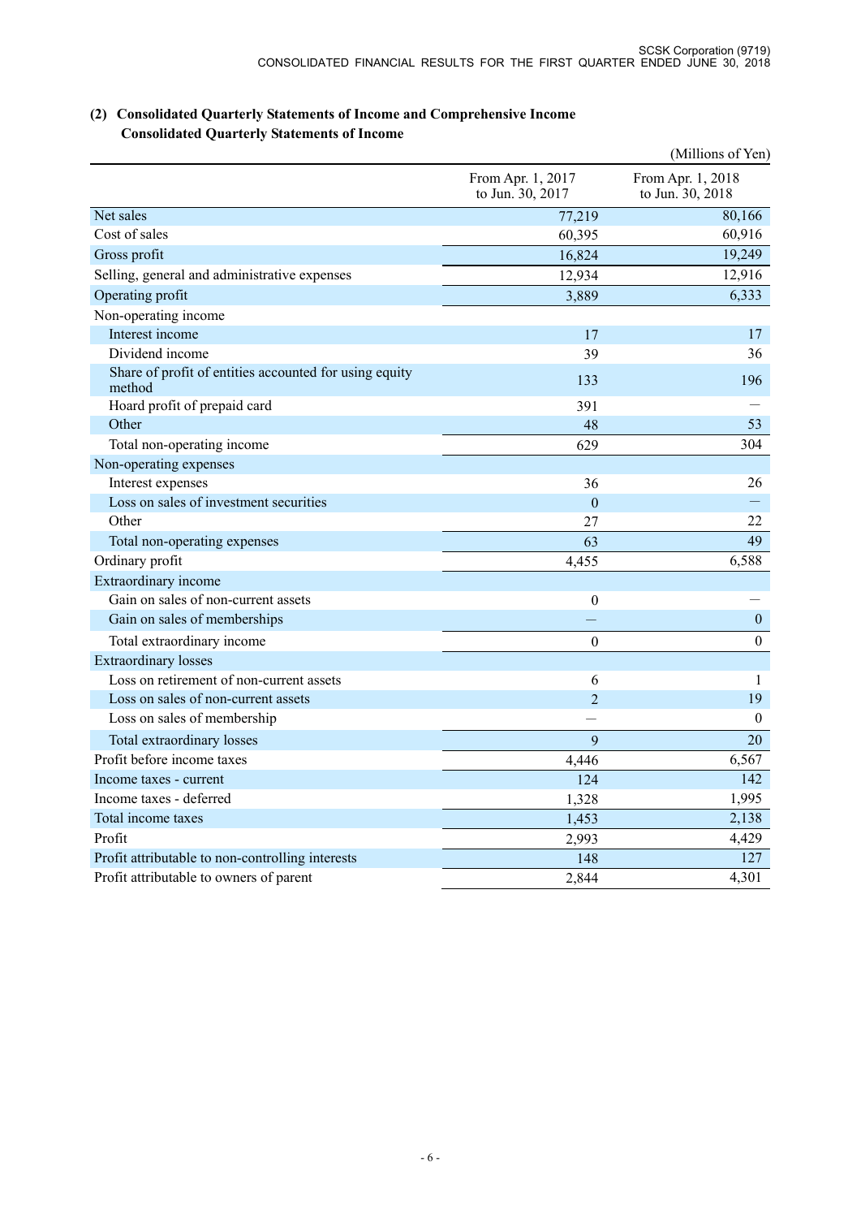## (2) Consolidated Quarterly Statements of Income and Comprehensive Income

### Consolidated Quarterly Statements of Income

(Millions of Yen)

| | From Apr. 1, 2017 to Jun. 30, 2017 | From Apr. 1, 2018 to Jun. 30, 2018 |
|---|---|---|
| Net sales | 77,219 | 80,166 |
| Cost of sales | 60,395 | 60,916 |
| Gross profit | 16,824 | 19,249 |
| Selling, general and administrative expenses | 12,934 | 12,916 |
| Operating profit | 3,889 | 6,333 |
| Non-operating income | | |
| Interest income | 17 | 17 |
| Dividend income | 39 | 36 |
| Share of profit of entities accounted for using equity method | 133 | 196 |
| Hoard profit of prepaid card | 391 | — |
| Other | 48 | 53 |
| Total non-operating income | 629 | 304 |
| Non-operating expenses | | |
| Interest expenses | 36 | 26 |
| Loss on sales of investment securities | 0 | — |
| Other | 27 | 22 |
| Total non-operating expenses | 63 | 49 |
| Ordinary profit | 4,455 | 6,588 |
| Extraordinary income | | |
| Gain on sales of non-current assets | 0 | — |
| Gain on sales of memberships | — | 0 |
| Total extraordinary income | 0 | 0 |
| Extraordinary losses | | |
| Loss on retirement of non-current assets | 6 | 1 |
| Loss on sales of non-current assets | 2 | 19 |
| Loss on sales of membership | — | 0 |
| Total extraordinary losses | 9 | 20 |
| Profit before income taxes | 4,446 | 6,567 |
| Income taxes - current | 124 | 142 |
| Income taxes - deferred | 1,328 | 1,995 |
| Total income taxes | 1,453 | 2,138 |
| Profit | 2,993 | 4,429 |
| Profit attributable to non-controlling interests | 148 | 127 |
| Profit attributable to owners of parent | 2,844 | 4,301 |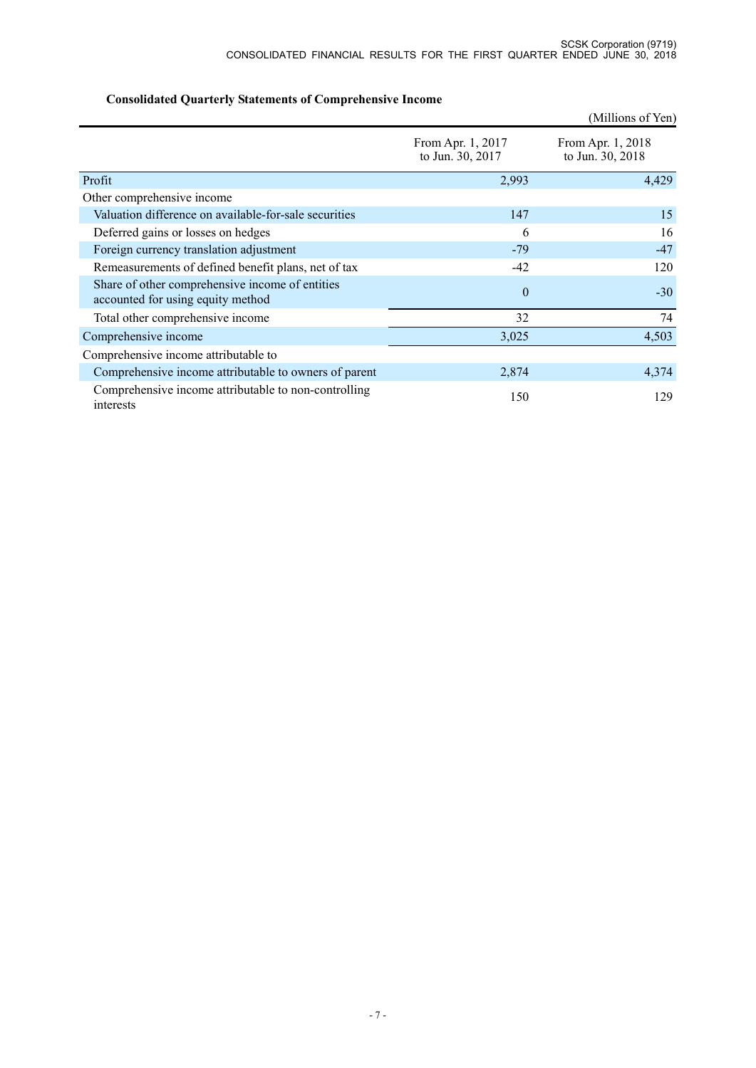**Consolidated Quarterly Statements of Comprehensive Income**

(Millions of Yen)

| | From Apr. 1, 2017 to Jun. 30, 2017 | From Apr. 1, 2018 to Jun. 30, 2018 |
|---|---|---|
| Profit | 2,993 | 4,429 |
| Other comprehensive income | | |
| Valuation difference on available-for-sale securities | 147 | 15 |
| Deferred gains or losses on hedges | 6 | 16 |
| Foreign currency translation adjustment | -79 | -47 |
| Remeasurements of defined benefit plans, net of tax | -42 | 120 |
| Share of other comprehensive income of entities accounted for using equity method | 0 | -30 |
| Total other comprehensive income | 32 | 74 |
| Comprehensive income | 3,025 | 4,503 |
| Comprehensive income attributable to | | |
| Comprehensive income attributable to owners of parent | 2,874 | 4,374 |
| Comprehensive income attributable to non-controlling interests | 150 | 129 |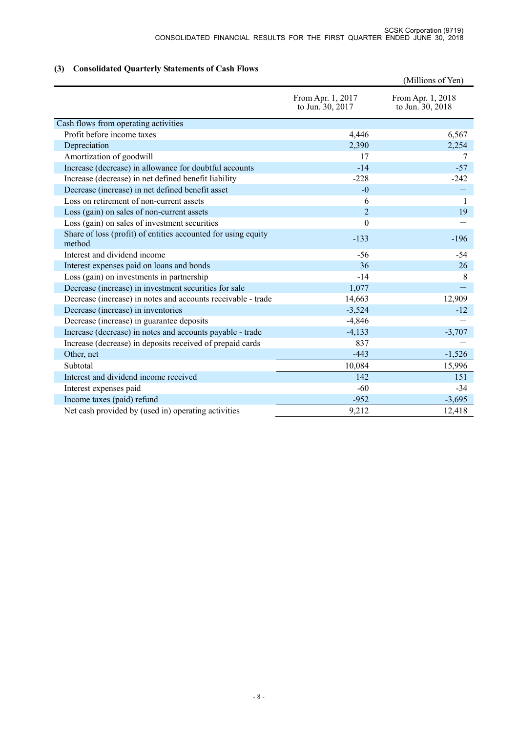### (3) Consolidated Quarterly Statements of Cash Flows

(Millions of Yen)

| | From Apr. 1, 2017 to Jun. 30, 2017 | From Apr. 1, 2018 to Jun. 30, 2018 |
|---|---|---|
| Cash flows from operating activities | | |
| Profit before income taxes | 4,446 | 6,567 |
| Depreciation | 2,390 | 2,254 |
| Amortization of goodwill | 17 | 7 |
| Increase (decrease) in allowance for doubtful accounts | -14 | -57 |
| Increase (decrease) in net defined benefit liability | -228 | -242 |
| Decrease (increase) in net defined benefit asset | -0 | — |
| Loss on retirement of non-current assets | 6 | 1 |
| Loss (gain) on sales of non-current assets | 2 | 19 |
| Loss (gain) on sales of investment securities | 0 | — |
| Share of loss (profit) of entities accounted for using equity method | -133 | -196 |
| Interest and dividend income | -56 | -54 |
| Interest expenses paid on loans and bonds | 36 | 26 |
| Loss (gain) on investments in partnership | -14 | 8 |
| Decrease (increase) in investment securities for sale | 1,077 | — |
| Decrease (increase) in notes and accounts receivable - trade | 14,663 | 12,909 |
| Decrease (increase) in inventories | -3,524 | -12 |
| Decrease (increase) in guarantee deposits | -4,846 | — |
| Increase (decrease) in notes and accounts payable - trade | -4,133 | -3,707 |
| Increase (decrease) in deposits received of prepaid cards | 837 | — |
| Other, net | -443 | -1,526 |
| Subtotal | 10,084 | 15,996 |
| Interest and dividend income received | 142 | 151 |
| Interest expenses paid | -60 | -34 |
| Income taxes (paid) refund | -952 | -3,695 |
| Net cash provided by (used in) operating activities | 9,212 | 12,418 |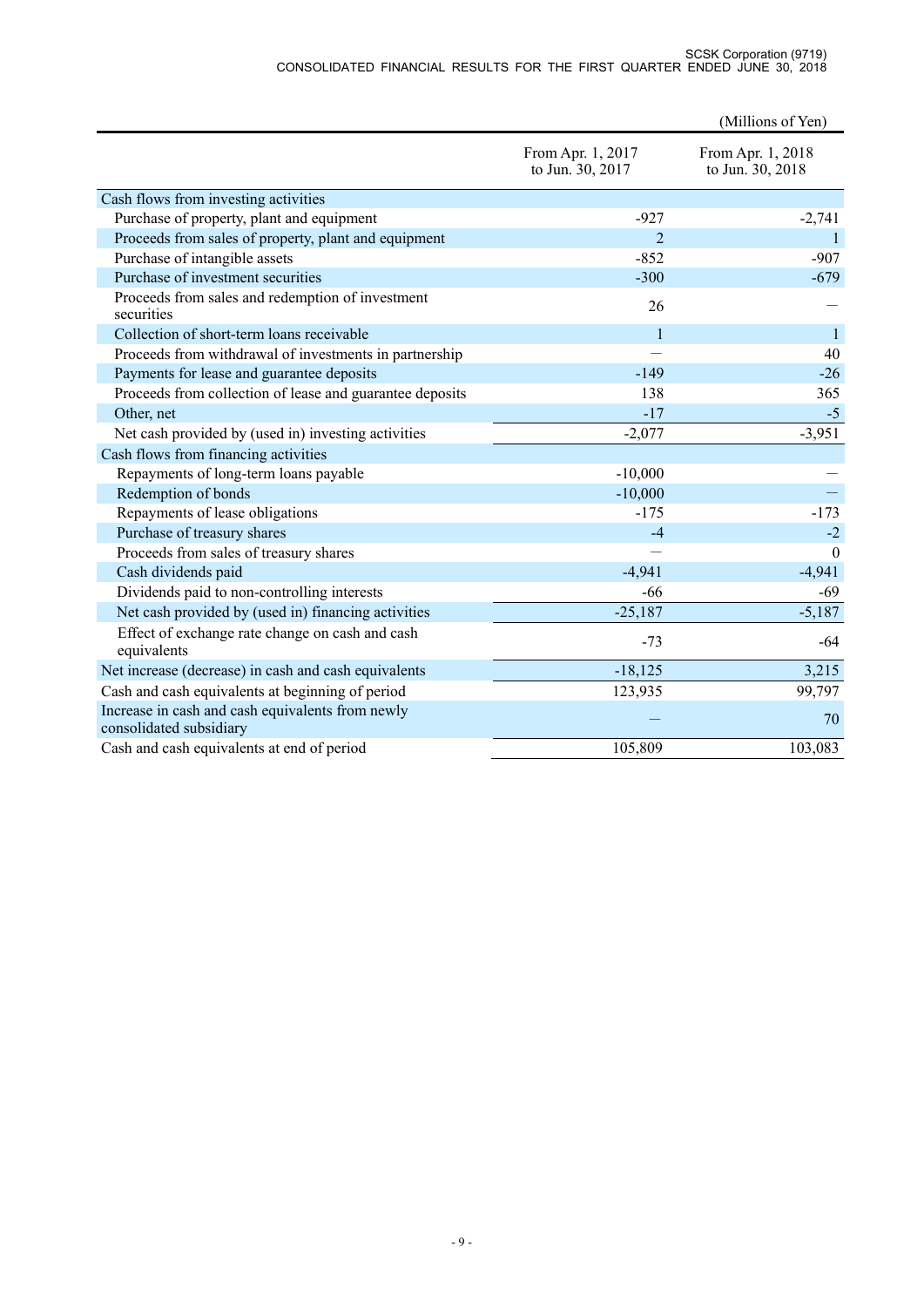(Millions of Yen)

| | From Apr. 1, 2017 to Jun. 30, 2017 | From Apr. 1, 2018 to Jun. 30, 2018 |
|---|---|---|
| Cash flows from investing activities | | |
| Purchase of property, plant and equipment | -927 | -2,741 |
| Proceeds from sales of property, plant and equipment | 2 | 1 |
| Purchase of intangible assets | -852 | -907 |
| Purchase of investment securities | -300 | -679 |
| Proceeds from sales and redemption of investment securities | 26 | — |
| Collection of short-term loans receivable | 1 | 1 |
| Proceeds from withdrawal of investments in partnership | — | 40 |
| Payments for lease and guarantee deposits | -149 | -26 |
| Proceeds from collection of lease and guarantee deposits | 138 | 365 |
| Other, net | -17 | -5 |
| Net cash provided by (used in) investing activities | -2,077 | -3,951 |
| Cash flows from financing activities | | |
| Repayments of long-term loans payable | -10,000 | — |
| Redemption of bonds | -10,000 | — |
| Repayments of lease obligations | -175 | -173 |
| Purchase of treasury shares | -4 | -2 |
| Proceeds from sales of treasury shares | — | 0 |
| Cash dividends paid | -4,941 | -4,941 |
| Dividends paid to non-controlling interests | -66 | -69 |
| Net cash provided by (used in) financing activities | -25,187 | -5,187 |
| Effect of exchange rate change on cash and cash equivalents | -73 | -64 |
| Net increase (decrease) in cash and cash equivalents | -18,125 | 3,215 |
| Cash and cash equivalents at beginning of period | 123,935 | 99,797 |
| Increase in cash and cash equivalents from newly consolidated subsidiary | — | 70 |
| Cash and cash equivalents at end of period | 105,809 | 103,083 |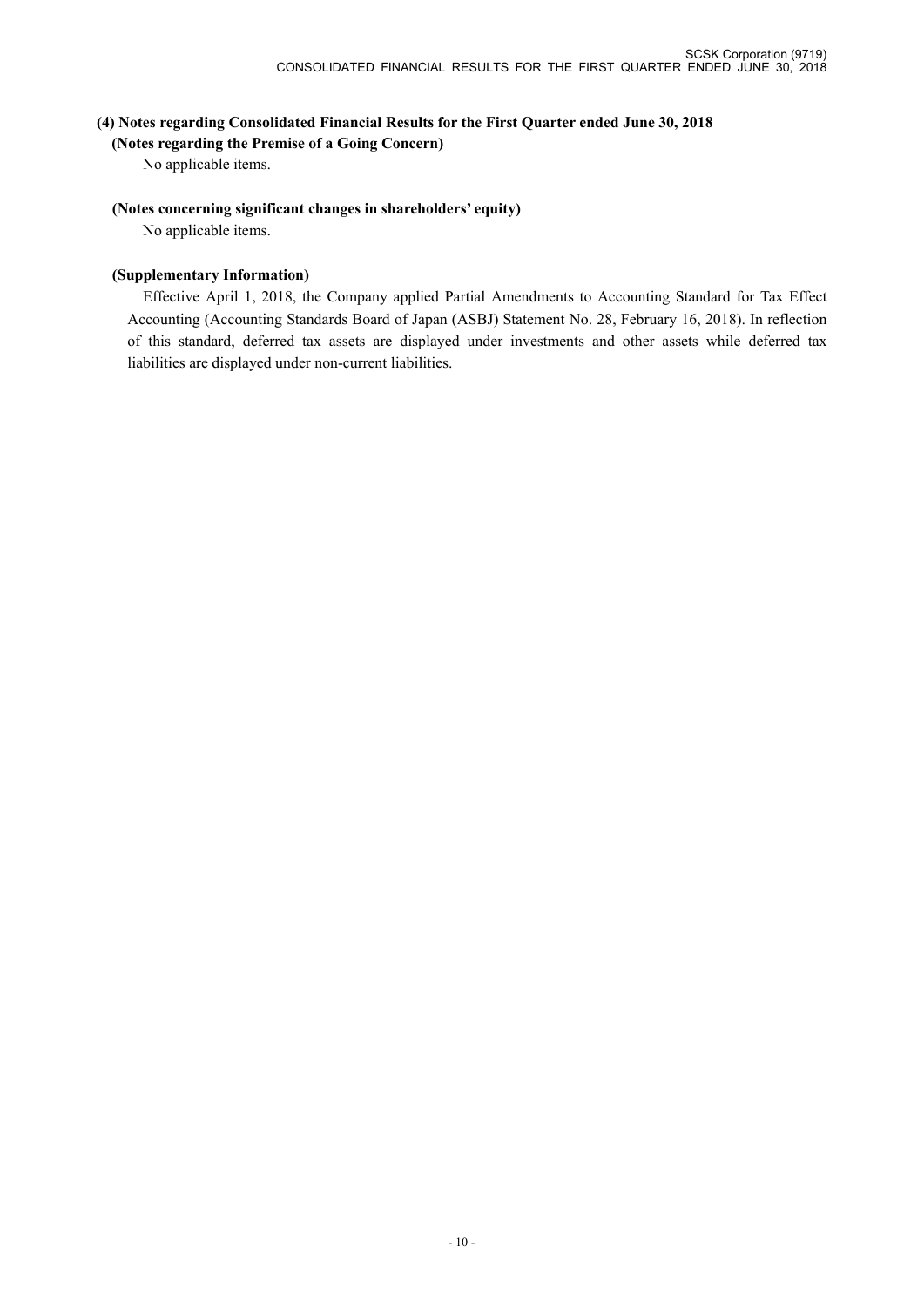## (4) Notes regarding Consolidated Financial Results for the First Quarter ended June 30, 2018

### (Notes regarding the Premise of a Going Concern)

No applicable items.

### (Notes concerning significant changes in shareholders' equity)

No applicable items.

### (Supplementary Information)

Effective April 1, 2018, the Company applied Partial Amendments to Accounting Standard for Tax Effect Accounting (Accounting Standards Board of Japan (ASBJ) Statement No. 28, February 16, 2018). In reflection of this standard, deferred tax assets are displayed under investments and other assets while deferred tax liabilities are displayed under non-current liabilities.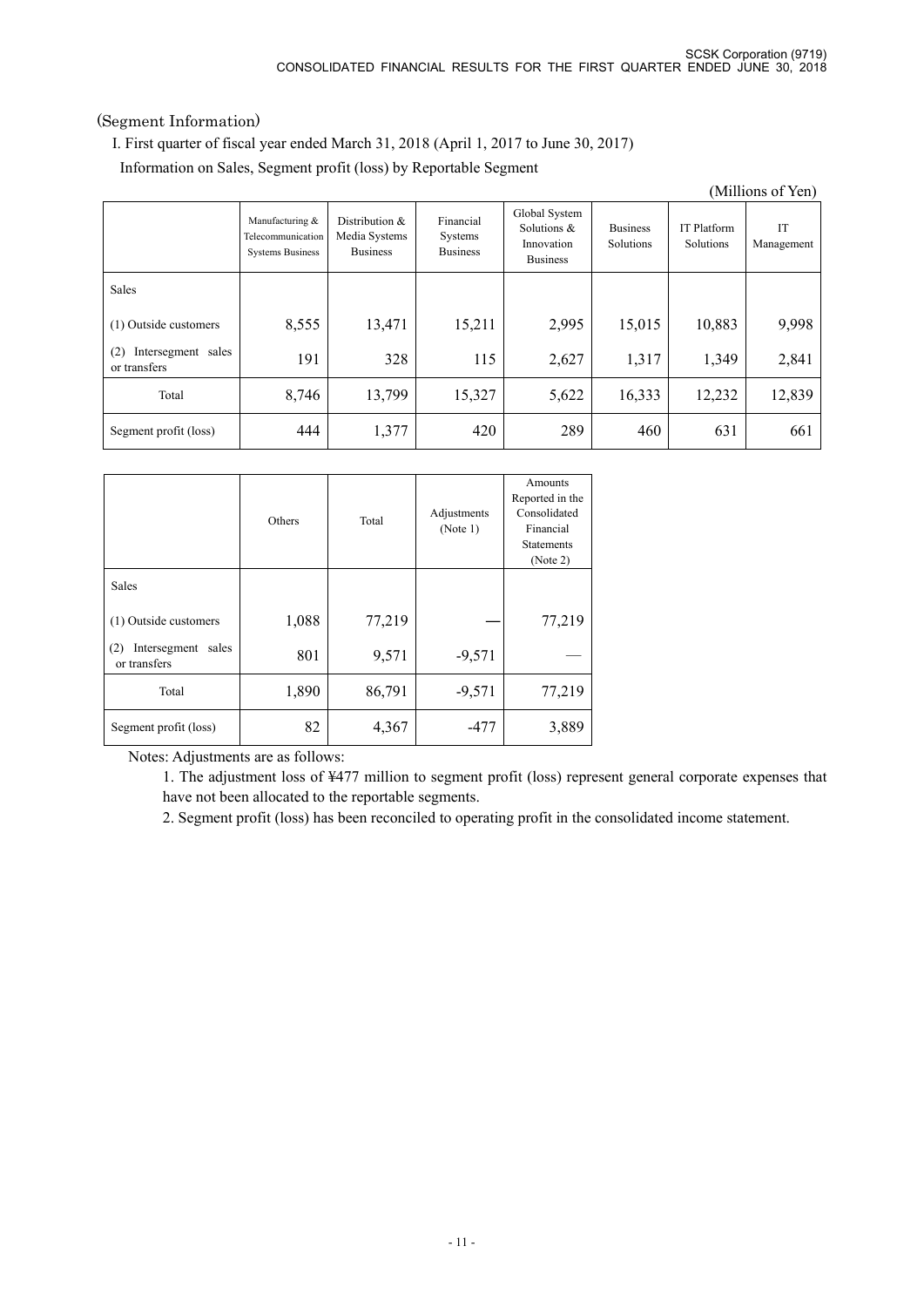(Segment Information)

I. First quarter of fiscal year ended March 31, 2018 (April 1, 2017 to June 30, 2017)

Information on Sales, Segment profit (loss) by Reportable Segment

(Millions of Yen)

| | Manufacturing & Telecommunication Systems Business | Distribution & Media Systems Business | Financial Systems Business | Global System Solutions & Innovation Business | Business Solutions | IT Platform Solutions | IT Management |
|---|---|---|---|---|---|---|---|
| Sales | | | | | | | |
| (1) Outside customers | 8,555 | 13,471 | 15,211 | 2,995 | 15,015 | 10,883 | 9,998 |
| (2) Intersegment sales or transfers | 191 | 328 | 115 | 2,627 | 1,317 | 1,349 | 2,841 |
| Total | 8,746 | 13,799 | 15,327 | 5,622 | 16,333 | 12,232 | 12,839 |
| Segment profit (loss) | 444 | 1,377 | 420 | 289 | 460 | 631 | 661 |

| | Others | Total | Adjustments (Note 1) | Amounts Reported in the Consolidated Financial Statements (Note 2) |
|---|---|---|---|---|
| Sales | | | | |
| (1) Outside customers | 1,088 | 77,219 | — | 77,219 |
| (2) Intersegment sales or transfers | 801 | 9,571 | -9,571 | — |
| Total | 1,890 | 86,791 | -9,571 | 77,219 |
| Segment profit (loss) | 82 | 4,367 | -477 | 3,889 |

Notes: Adjustments are as follows:

1. The adjustment loss of ¥477 million to segment profit (loss) represent general corporate expenses that have not been allocated to the reportable segments.
2. Segment profit (loss) has been reconciled to operating profit in the consolidated income statement.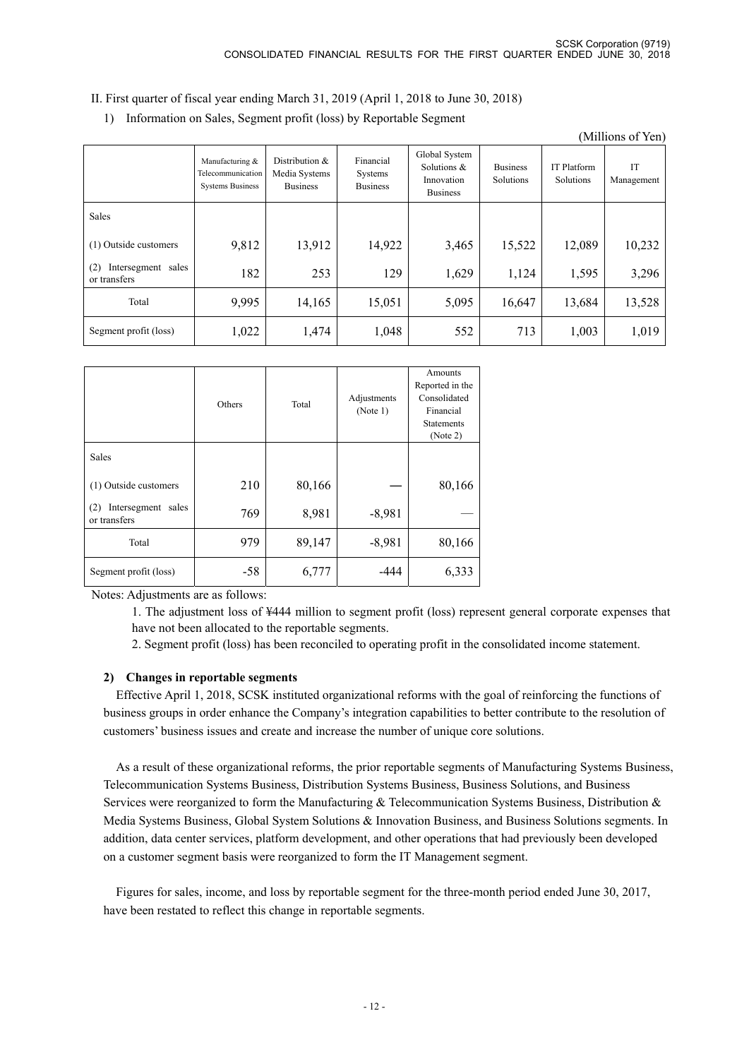II. First quarter of fiscal year ending March 31, 2019 (April 1, 2018 to June 30, 2018)

1) Information on Sales, Segment profit (loss) by Reportable Segment

(Millions of Yen)

| | Manufacturing & Telecommunication Systems Business | Distribution & Media Systems Business | Financial Systems Business | Global System Solutions & Innovation Business | Business Solutions | IT Platform Solutions | IT Management |
|---|---|---|---|---|---|---|---|
| Sales | | | | | | | |
| (1) Outside customers | 9,812 | 13,912 | 14,922 | 3,465 | 15,522 | 12,089 | 10,232 |
| (2) Intersegment sales or transfers | 182 | 253 | 129 | 1,629 | 1,124 | 1,595 | 3,296 |
| Total | 9,995 | 14,165 | 15,051 | 5,095 | 16,647 | 13,684 | 13,528 |
| Segment profit (loss) | 1,022 | 1,474 | 1,048 | 552 | 713 | 1,003 | 1,019 |

| | Others | Total | Adjustments (Note 1) | Amounts Reported in the Consolidated Financial Statements (Note 2) |
|---|---|---|---|---|
| Sales | | | | |
| (1) Outside customers | 210 | 80,166 | — | 80,166 |
| (2) Intersegment sales or transfers | 769 | 8,981 | -8,981 | — |
| Total | 979 | 89,147 | -8,981 | 80,166 |
| Segment profit (loss) | -58 | 6,777 | -444 | 6,333 |

Notes: Adjustments are as follows:

1. The adjustment loss of ¥444 million to segment profit (loss) represent general corporate expenses that have not been allocated to the reportable segments.
2. Segment profit (loss) has been reconciled to operating profit in the consolidated income statement.

**2) Changes in reportable segments**

Effective April 1, 2018, SCSK instituted organizational reforms with the goal of reinforcing the functions of business groups in order enhance the Company's integration capabilities to better contribute to the resolution of customers' business issues and create and increase the number of unique core solutions.

As a result of these organizational reforms, the prior reportable segments of Manufacturing Systems Business, Telecommunication Systems Business, Distribution Systems Business, Business Solutions, and Business Services were reorganized to form the Manufacturing & Telecommunication Systems Business, Distribution & Media Systems Business, Global System Solutions & Innovation Business, and Business Solutions segments. In addition, data center services, platform development, and other operations that had previously been developed on a customer segment basis were reorganized to form the IT Management segment.

Figures for sales, income, and loss by reportable segment for the three-month period ended June 30, 2017, have been restated to reflect this change in reportable segments.